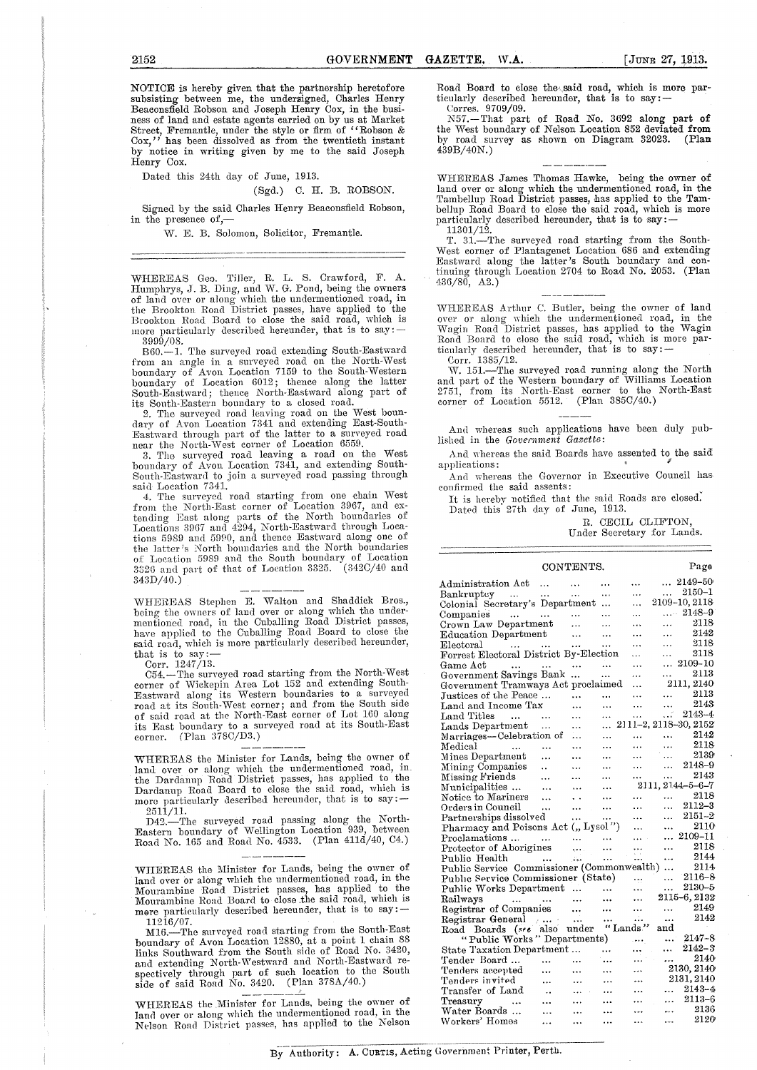NOTICE is hereby given that the partnership heretofore subsisting between me, the undersigned, Charles Henry Beaconsfield Robson and Joseph Henry Cox, in the business of land and estate agents carried on by us at Market Street, Fremantle, under the style or firm of "Robson & Cox," has been dissolved as from the twentieth instant by notice in writing given by me to the said Joseph Henry Cox.

Dated this 24th day of June, 1913.

(Sgd.) C. H. B. ROBSON.

Signed by the said Charles Henry Beaconsfield Robson, in the presence of,—

W. E. B. Solomon, Solicitor, Fremantle.

---

WHEREAS Geo. Tiller, R. L. S. Crawford, F. A. Humphrys, J. B. Ding, and W. G. Pond, being the owners of land over or along which the undermentioned road, in the Brookton Road District passes, have applied to the Brookton Road Board to close the said road, which is more particularly described hereunder, that is to say:—

3999/08.

B60.—1. The surveyed road extending South-Eastward from an angle in a surveyed road on the North-West boundary of Avon Location 7159 to the South-Western boundary of Location 6012; thence along the latter South-Eastward; thence North-Eastward along part of its South-Eastern boundary to a closed road.

2. The surveyed road leaving road on the West boundary of Avon Location 7341 and extending East-South-Eastward through part of the latter to a surveyed road near the North-West corner of Location 6559.

3. The surveyed road leaving a road on the West boundary of Avon Location 7341, and extending South-South-Eastward to join a surveyed road passing through said Location 7341.

4. The surveyed road starting from one chain West from the North-East corner of Location 3967, and extending East along parts of the North boundaries of Locations 3967 and 4294, North-Eastward through Locations 5989 and 5990, and thence Eastward along one of the latter's North boundaries and the North boundaries of Location 5989 and the South boundary of Location 3326 and part of that of Location 3325. (342C/40 and 343D/40.)

---

WHEREAS Stephen E. Walton and Shaddick Bros., being the owners of land over or along which the undermentioned road, in the Cuballing Road District passes, have applied to the Cuballing Road Board to close the said road, which is more particularly described hereunder, that is to say:—

Corr. 1247/13.

C54.—The surveyed road starting from the North-West corner of Wickepin Area Lot 152 and extending South-Eastward along its Western boundaries to a surveyed road at its South-West corner; and from the South side of said road at the North-East corner of Lot 160 along its East boundary to a surveyed road at its South-East corner. (Plan 378C/D3.)

---

WHEREAS the Minister for Lands, being the owner of land over or along which the undermentioned road, in the Dardanup Road District passes, has applied to the Dardanup Road Board to close the said road, which is more particularly described hereunder, that is to say:—

2511/11.

D42.—The surveyed road passing along the North-Eastern boundary of Wellington Location 939, between Road No. 165 and Road No. 4533. (Plan 411d/40, C4.)

---

WHEREAS the Minister for Lands, being the owner of land over or along which the undermentioned road, in the Mourambine Road District passes, has applied to the Mourambine Road Board to close the said road, which is more particularly described hereunder, that is to say:—

11216/07.

M16.—The surveyed road starting from the South-East boundary of Avon Location 12880, at a point 1 chain 88 links Southward from the South side of Road No. 3420, and extending North-Westward and North-Eastward respectively through part of such location to the South side of said Road No. 3420. (Plan 378A/40.)

---

WHEREAS the Minister for Lands, being the owner of land over or along which the undermentioned road, in the Nelson Road District passes, has applied to the Nelson Road Board to close the said road, which is more particularly described hereunder, that is to say:—

Corres. 9709/09.

N57.—That part of Road No. 3692 along part of the West boundary of Nelson Location 852 deviated from by road survey as shown on Diagram 32023. (Plan 439B/40N.)

---

WHEREAS James Thomas Hawke, being the owner of land over or along which the undermentioned road, in the Tambellup Road District passes, has applied to the Tambellup Road Board to close the said road, which is more particularly described hereunder, that is to say:—

11301/12.

T. 31.—The surveyed road starting from the South-West corner of Plantagenet Location 686 and extending Eastward along the latter's South boundary and continuing through Location 2704 to Road No. 2053. (Plan 436/80, A2.)

---

WHEREAS Arthur C. Butler, being the owner of land over or along which the undermentioned road, in the Wagin Road District passes, has applied to the Wagin Road Board to close the said road, which is more particularly described hereunder, that is to say:—

Corr. 1385/12.

W. 151.—The surveyed road running along the North and part of the Western boundary of Williams Location 2751, from its North-East corner to the North-East corner of Location 5512. (Plan 385C/40.)

---

And whereas such applications have been duly published in the *Government Gazette*:

And whereas the said Boards have assented to the said applications:

And whereas the Governor in Executive Council has confirmed the said assents:

It is hereby notified that the said Roads are closed.

Dated this 27th day of June, 1913.

R. CECIL CLIFTON,
Under Secretary for Lands.

---

## CONTENTS.

| | Page |
|---|---|
| Administration Act | 2149-50 |
| Bankruptcy | 2150-1 |
| Colonial Secretary's Department | 2109-10, 2118 |
| Companies | 2148-9 |
| Crown Law Department | 2118 |
| Education Department | 2142 |
| Electoral | 2118 |
| Forrest Electoral District By-Election | 2118 |
| Game Act | 2109-10 |
| Government Savings Bank | 2113 |
| Government Tramways Act proclaimed | 2111, 2140 |
| Justices of the Peace | 2113 |
| Land and Income Tax | 2143 |
| Land Titles | 2143-4 |
| Lands Department | 2111-2, 2118-30, 2152 |
| Marriages—Celebration of | 2142 |
| Medical | 2118 |
| Mines Department | 2139 |
| Mining Companies | 2148-9 |
| Missing Friends | 2143 |
| Municipalities | 2111, 2144-5-6-7 |
| Notice to Mariners | 2118 |
| Orders in Council | 2112-3 |
| Partnerships dissolved | 2151-2 |
| Pharmacy and Poisons Act („ Lysol") | 2110 |
| Proclamations | 2109-11 |
| Protector of Aborigines | 2118 |
| Public Health | 2144 |
| Public Service Commissioner (Commonwealth) | 2114 |
| Public Service Commissioner (State) | 2116-8 |
| Public Works Department | 2130-5 |
| Railways | 2115-6, 2132 |
| Registrar of Companies | 2149 |
| Registrar General | 2142 |
| Road Boards (see also under "Lands" and "Public Works" Departments) | 2147-8 |
| State Taxation Department | 2142-3 |
| Tender Board | 2140 |
| Tenders accepted | 2130, 2140 |
| Tenders invited | 2131, 2140 |
| Transfer of Land | 2143-4 |
| Treasury | 2113-6 |
| Water Boards | 2136 |
| Workers' Homes | 2120 |

By Authority: A. CURTIS, Acting Government Printer, Perth.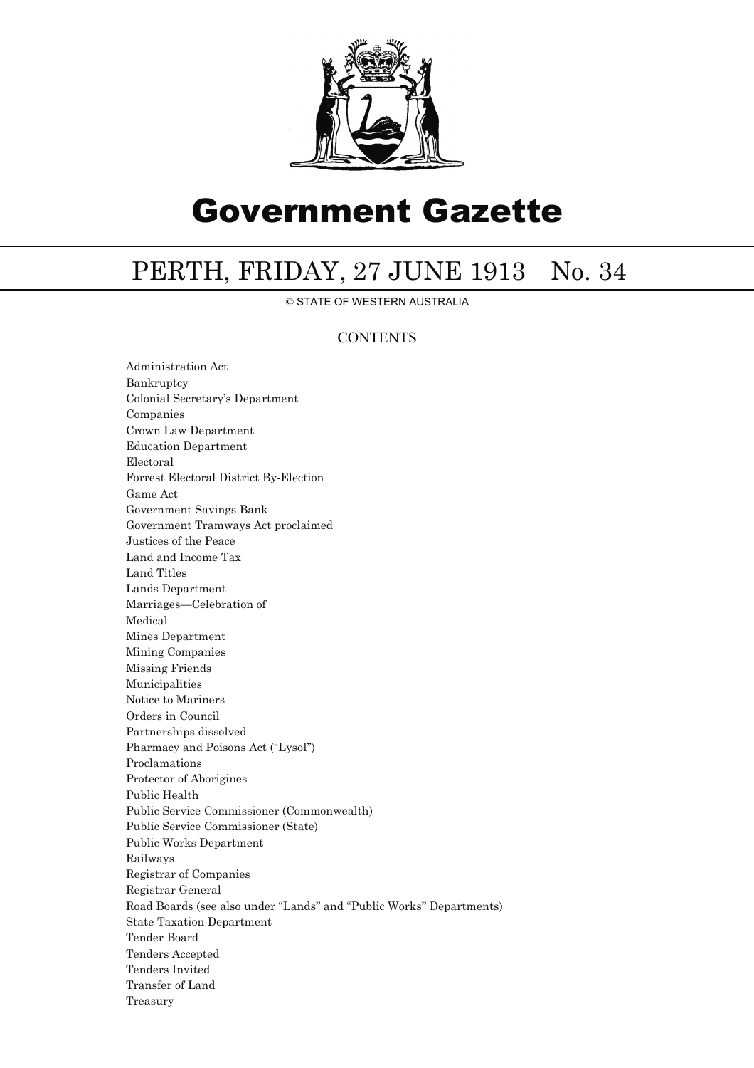# Government Gazette

## PERTH, FRIDAY, 27 JUNE 1913 No. 34

© STATE OF WESTERN AUSTRALIA

### CONTENTS

Administration Act
Bankruptcy
Colonial Secretary's Department
Companies
Crown Law Department
Education Department
Electoral
Forrest Electoral District By-Election
Game Act
Government Savings Bank
Government Tramways Act proclaimed
Justices of the Peace
Land and Income Tax
Land Titles
Lands Department
Marriages—Celebration of
Medical
Mines Department
Mining Companies
Missing Friends
Municipalities
Notice to Mariners
Orders in Council
Partnerships dissolved
Pharmacy and Poisons Act ("Lysol")
Proclamations
Protector of Aborigines
Public Health
Public Service Commissioner (Commonwealth)
Public Service Commissioner (State)
Public Works Department
Railways
Registrar of Companies
Registrar General
Road Boards (see also under "Lands" and "Public Works" Departments)
State Taxation Department
Tender Board
Tenders Accepted
Tenders Invited
Transfer of Land
Treasury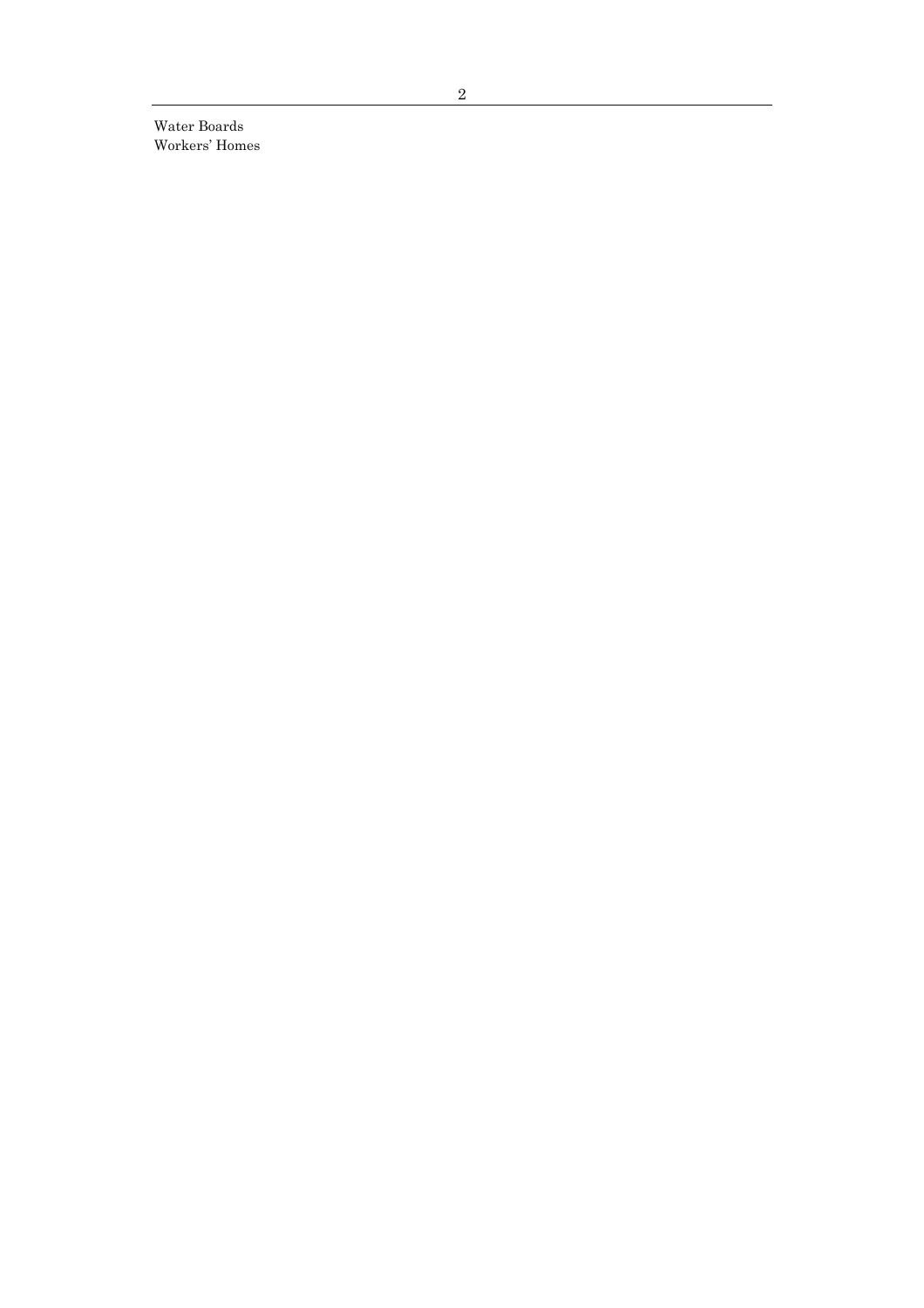Water Boards
Workers' Homes